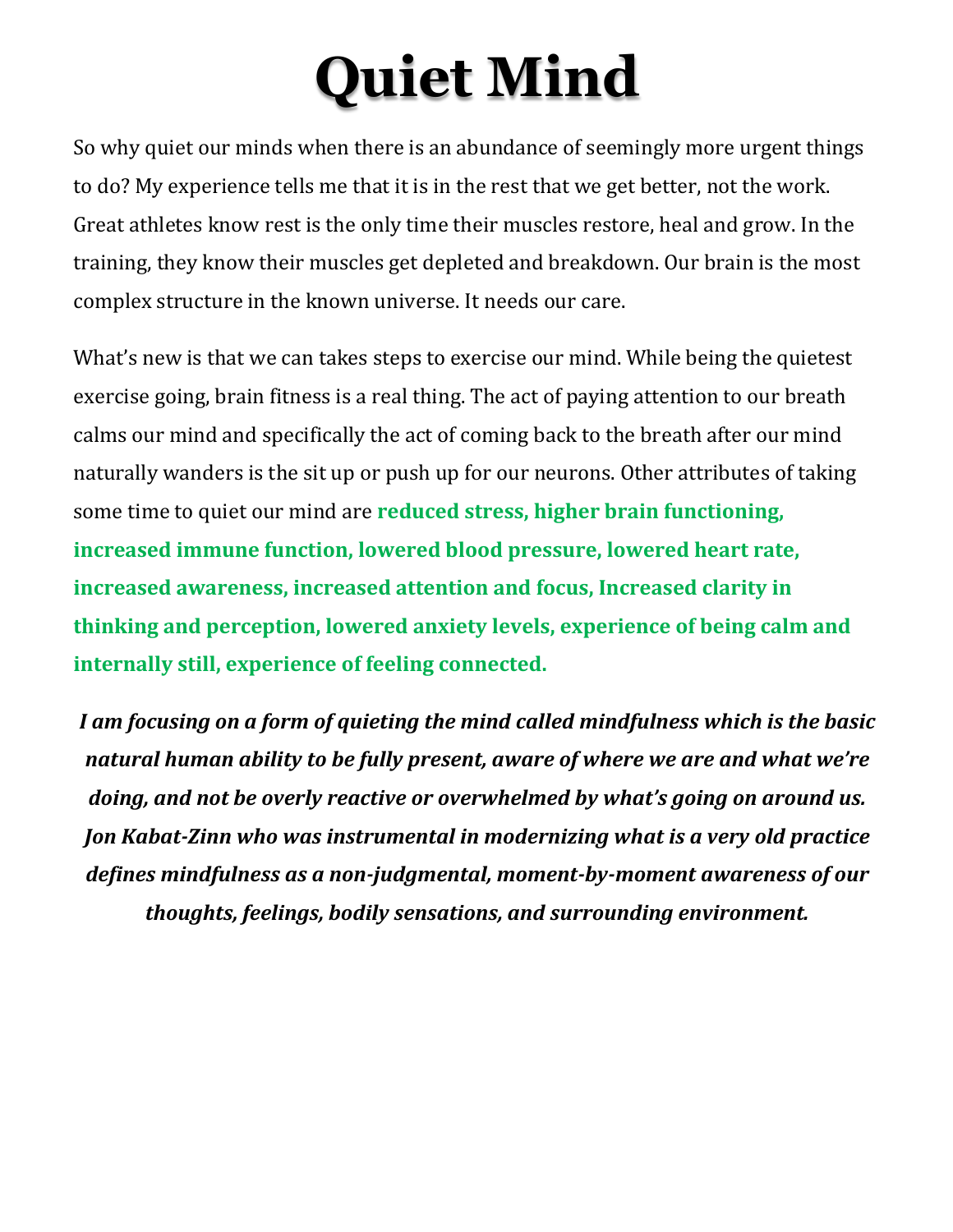# Quiet Mind

So why quiet our minds when there is an abundance of seemingly more urgent things to do? My experience tells me that it is in the rest that we get better, not the work. Great athletes know rest is the only time their muscles restore, heal and grow. In the training, they know their muscles get depleted and breakdown. Our brain is the most complex structure in the known universe. It needs our care.

What's new is that we can takes steps to exercise our mind. While being the quietest exercise going, brain fitness is a real thing. The act of paying attention to our breath calms our mind and specifically the act of coming back to the breath after our mind naturally wanders is the sit up or push up for our neurons. Other attributes of taking some time to quiet our mind are **reduced stress, higher brain functioning, increased immune function, lowered blood pressure, lowered heart rate, increased awareness, increased attention and focus, Increased clarity in thinking and perception, lowered anxiety levels, experience of being calm and internally still, experience of feeling connected.**

***I am focusing on a form of quieting the mind called mindfulness which is the basic natural human ability to be fully present, aware of where we are and what we're doing, and not be overly reactive or overwhelmed by what's going on around us. Jon Kabat-Zinn who was instrumental in modernizing what is a very old practice defines mindfulness as a non-judgmental, moment-by-moment awareness of our thoughts, feelings, bodily sensations, and surrounding environment.***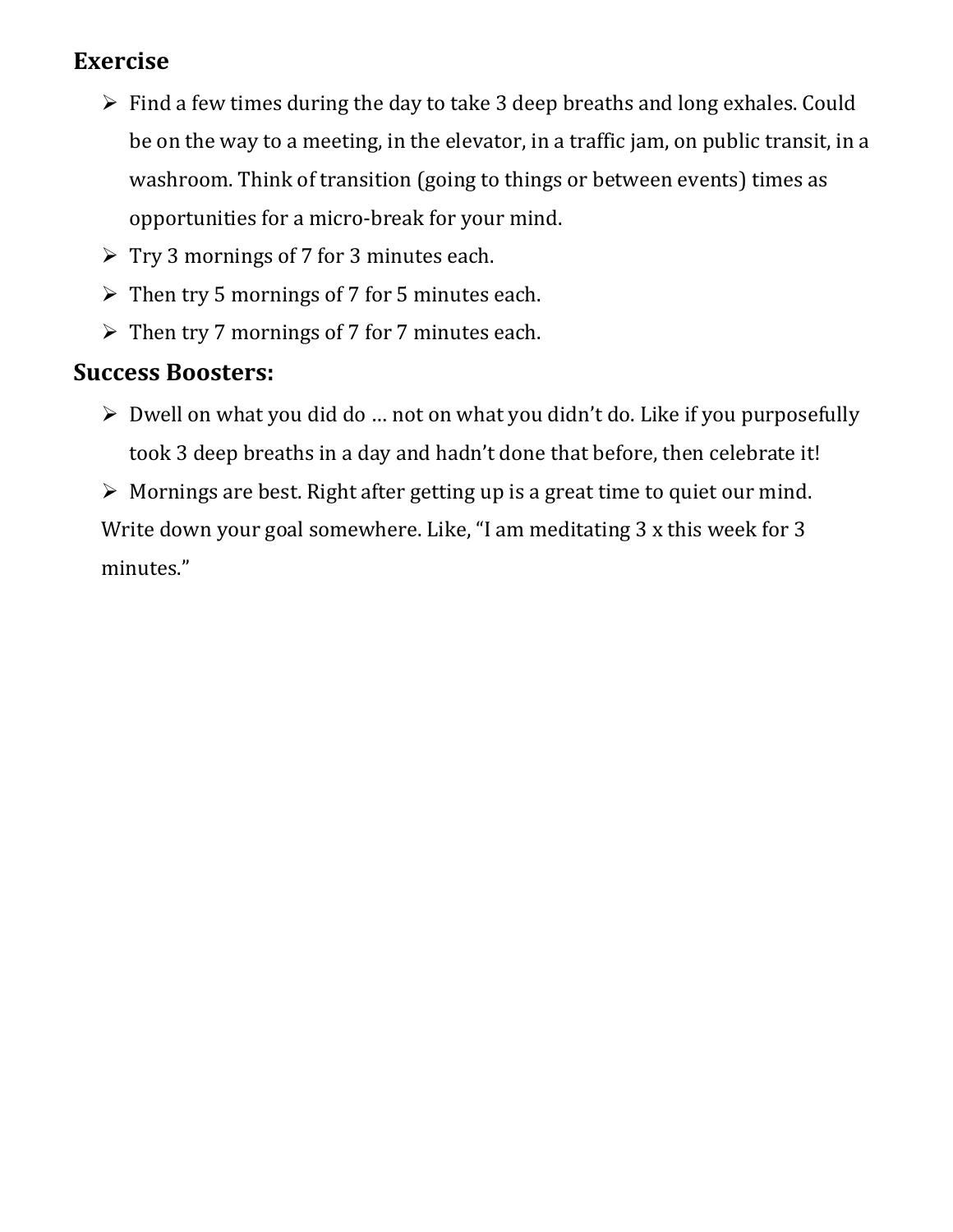**Exercise**

- Find a few times during the day to take 3 deep breaths and long exhales. Could be on the way to a meeting, in the elevator, in a traffic jam, on public transit, in a washroom. Think of transition (going to things or between events) times as opportunities for a micro-break for your mind.
- Try 3 mornings of 7 for 3 minutes each.
- Then try 5 mornings of 7 for 5 minutes each.
- Then try 7 mornings of 7 for 7 minutes each.

**Success Boosters:**

- Dwell on what you did do … not on what you didn't do. Like if you purposefully took 3 deep breaths in a day and hadn't done that before, then celebrate it!
- Mornings are best. Right after getting up is a great time to quiet our mind.

Write down your goal somewhere. Like, "I am meditating 3 x this week for 3 minutes."